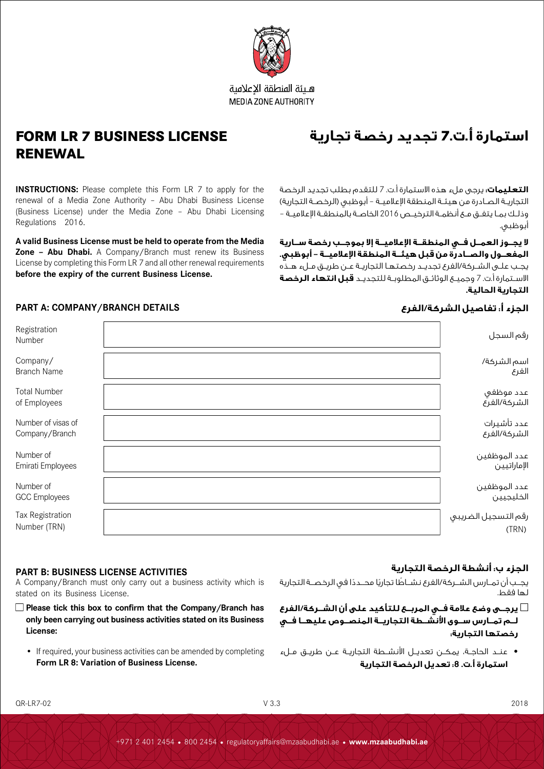هيئة المنطقة الإعلامية
MEDIA ZONE AUTHORITY

# FORM LR 7 BUSINESS LICENSE RENEWAL

# استمارة أ.ت.7 تجديد رخصة تجارية

**INSTRUCTIONS:** Please complete this Form LR 7 to apply for the renewal of a Media Zone Authority – Abu Dhabi Business License (Business License) under the Media Zone – Abu Dhabi Licensing Regulations 2016.

**A valid Business License must be held to operate from the Media Zone – Abu Dhabi.** A Company/Branch must renew its Business License by completing this Form LR 7 and all other renewal requirements **before the expiry of the current Business License.**

**التعليمات:** يرجى ملء هذه الاستمارة أ.ت. 7 للتقدم بطلب تجديد الرخصة التجارية الصادرة من هيئة المنطقة الإعلامية – أبوظبي (الرخصة التجارية) وذلك بما يتفق مع أنظمة الترخيص 2016 الخاصة بالمنطقة الإعلامية – أبوظبي.

**لا يجوز العمل في المنطقة الإعلامية إلا بموجب رخصة سارية المفعول والصادرة من قبل هيئة المنطقة الإعلامية – أبوظبي.** يجب على الشركة/الفرع تجديد رخصتها التجارية عن طريق ملء هذه الاستمارة أ.ت. 7 وجميع الوثائق المطلوبة للتجديد **قبل انتهاء الرخصة التجارية الحالية.**

## PART A: COMPANY/BRANCH DETAILS

## الجزء أ: تفاصيل الشركة/الفرع

| | | |
|---|---|---|
| Registration Number | | رقم السجل |
| Company/ Branch Name | | اسم الشركة/ الفرع |
| Total Number of Employees | | عدد موظفي الشركة/الفرع |
| Number of visas of Company/Branch | | عدد تأشيرات الشركة/الفرع |
| Number of Emirati Employees | | عدد الموظفين الإماراتيين |
| Number of GCC Employees | | عدد الموظفين الخليجيين |
| Tax Registration Number (TRN) | | رقم التسجيل الضريبي (TRN) |

## PART B: BUSINESS LICENSE ACTIVITIES

A Company/Branch must only carry out a business activity which is stated on its Business License.

☐ **Please tick this box to confirm that the Company/Branch has only been carrying out business activities stated on its Business License:**

- If required, your business activities can be amended by completing **Form LR 8: Variation of Business License.**

## الجزء ب: أنشطة الرخصة التجارية

يجب أن تمارس الشركة/الفرع نشاطًا تجاريًا محددًا في الرخصة التجارية لها فقط.

☐ **يرجى وضع علامة في المربع للتأكيد على أن الشركة/الفرع لم تمارس سوى الأنشطة التجارية المنصوص عليها في رخصتها التجارية:**

- عند الحاجة، يمكن تعديل الأنشطة التجارية عن طريق ملء **استمارة أ.ت. 8: تعديل الرخصة التجارية**

QR-LR7-02 V 3.3 2018

+971 2 401 2454 • 800 2454 • regulatoryaffairs@mzaabudhabi.ae • **www.mzaabudhabi.ae**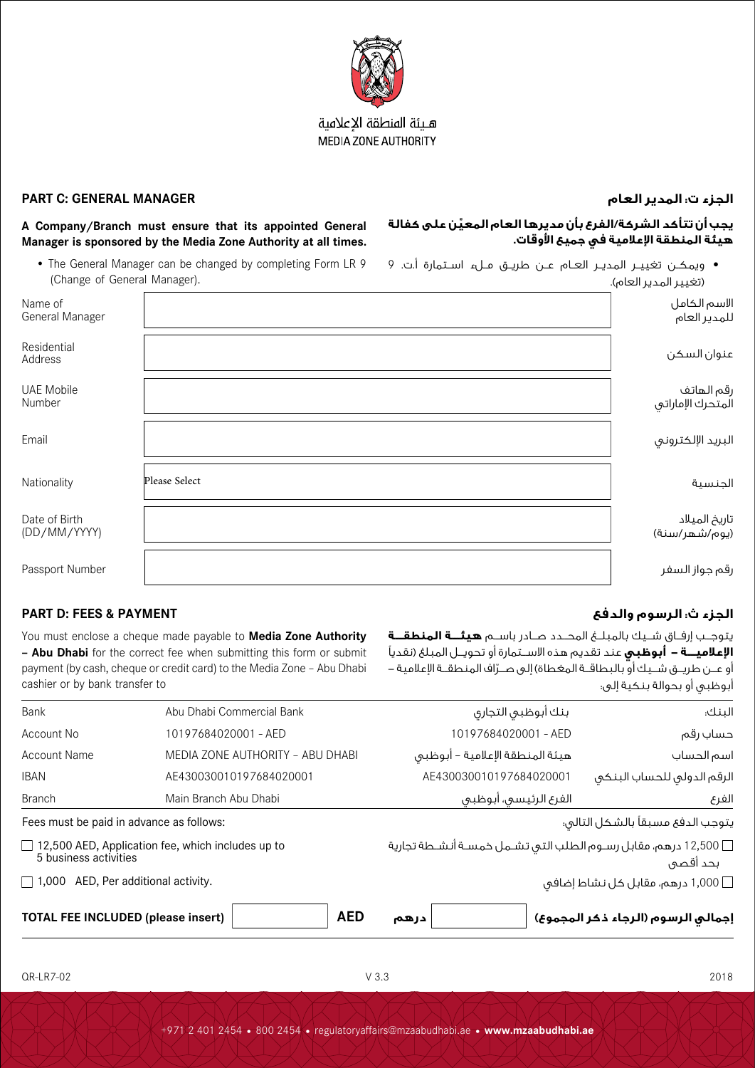هـيئة المنطقة الإعلامية
MEDIA ZONE AUTHORITY

## PART C: GENERAL MANAGER

## الجزء ت: المدير العام

**A Company/Branch must ensure that its appointed General Manager is sponsored by the Media Zone Authority at all times.**

**يجب أن تتأكد الشركة/الفرع بأن مديرها العام المعيَّن على كفالة هيئة المنطقة الإعلامية في جميع الأوقات.**

- The General Manager can be changed by completing Form LR 9 (Change of General Manager).

- ويمكـن تغييـر المديـر العـام عـن طريـق مـلء اسـتمارة أ.ت. 9 (تغيير المدير العام).

| | | |
|---|---|---|
| Name of General Manager | | الاسم الكامل للمدير العام |
| Residential Address | | عنوان السكن |
| UAE Mobile Number | | رقم الهاتف المتحرك الإماراتي |
| Email | | البريد الإلكتروني |
| Nationality | Please Select | الجنسية |
| Date of Birth (DD/MM/YYYY) | | تاريخ الميلاد (يوم/شهر/سنة) |
| Passport Number | | رقم جواز السفر |

## PART D: FEES & PAYMENT

## الجزء ث: الرسوم والدفع

You must enclose a cheque made payable to **Media Zone Authority – Abu Dhabi** for the correct fee when submitting this form or submit payment (by cash, cheque or credit card) to the Media Zone – Abu Dhabi cashier or by bank transfer to

يتوجـب إرفـاق شـيك بالمبلـغ المحـدد صـادر باسـم **هيئـة المنطقـة الإعلاميـة – أبوظبي** عند تقديم هذه الاسـتمارة أو تحويـل المبلغ (نقدياً أو عـن طريـق شـيك أو بالبطاقـة المغطاة) إلى صـرّاف المنطقـة الإعلامية – أبوظبي أو بحوالة بنكية إلى:

| | | | |
|---|---|---|---|
| Bank | Abu Dhabi Commercial Bank | بنك أبوظبي التجاري | البنك: |
| Account No | 10197684020001 - AED | 10197684020001 - AED | حساب رقم |
| Account Name | MEDIA ZONE AUTHORITY – ABU DHABI | هيئة المنطقة الإعلامية – أبوظبي | اسم الحساب |
| IBAN | AE430030010197684020001 | AE430030010197684020001 | الرقم الدولي للحساب البنكي |
| Branch | Main Branch Abu Dhabi | الفرع الرئيسي، أبوظبي | الفرع |

Fees must be paid in advance as follows:

يتوجب الدفع مسبقاً بالشكل التالي:

- ☐ 12,500 AED, Application fee, which includes up to 5 business activities
- ☐ 12,500 درهم، مقابل رسـوم الطلب التي تشـمل خمسـة أنشـطة تجارية بحد أقصى
- ☐ 1,000 AED, Per additional activity.
- ☐ 1,000 درهم، مقابل كل نشاط إضافي

**TOTAL FEE INCLUDED (please insert)** ______ **AED**

**درهم** ______ **إجمالي الرسوم (الرجاء ذكر المجموع)**

QR-LR7-02 V 3.3 2018

+971 2 401 2454 • 800 2454 • regulatoryaffairs@mzaabudhabi.ae • **www.mzaabudhabi.ae**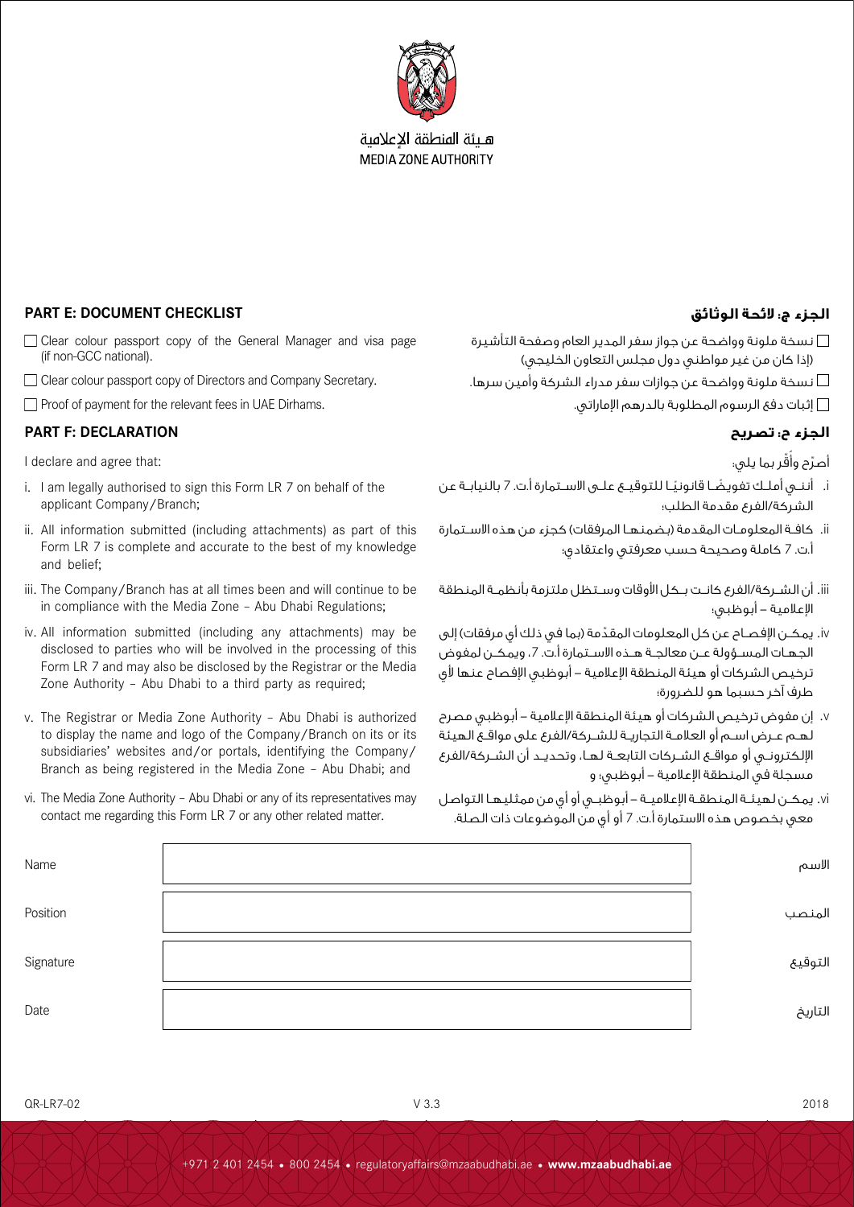هـيئة المنطقة الإعلامية
MEDIA ZONE AUTHORITY

## PART E: DOCUMENT CHECKLIST

☐ Clear colour passport copy of the General Manager and visa page (if non-GCC national).

☐ Clear colour passport copy of Directors and Company Secretary.

☐ Proof of payment for the relevant fees in UAE Dirhams.

## PART F: DECLARATION

I declare and agree that:

i. I am legally authorised to sign this Form LR 7 on behalf of the applicant Company/Branch;

ii. All information submitted (including attachments) as part of this Form LR 7 is complete and accurate to the best of my knowledge and belief;

iii. The Company/Branch has at all times been and will continue to be in compliance with the Media Zone – Abu Dhabi Regulations;

iv. All information submitted (including any attachments) may be disclosed to parties who will be involved in the processing of this Form LR 7 and may also be disclosed by the Registrar or the Media Zone Authority – Abu Dhabi to a third party as required;

v. The Registrar or Media Zone Authority – Abu Dhabi is authorized to display the name and logo of the Company/Branch on its or its subsidiaries' websites and/or portals, identifying the Company/Branch as being registered in the Media Zone – Abu Dhabi; and

vi. The Media Zone Authority – Abu Dhabi or any of its representatives may contact me regarding this Form LR 7 or any other related matter.

## الجزء ج: لائحة الوثائق

☐ نسخة ملونة وواضحة عن جواز سفر المدير العام وصفحة التأشيرة (إذا كان من غير مواطني دول مجلس التعاون الخليجي)

☐ نسخة ملونة وواضحة عن جوازات سفر مدراء الشركة وأمين سرها.

☐ إثبات دفع الرسوم المطلوبة بالدرهم الإماراتي.

## الجزء ح: تصريح

أصرّح وأقّر بما يلي:

i. أنني أملك تفويضًا قانونيًا للتوقيع على الاستمارة أ.ت. 7 بالنيابة عن الشركة/الفرع مقدمة الطلب؛

ii. كافة المعلومات المقدمة (بضمنها المرفقات) كجزء من هذه الاستمارة أ.ت. 7 كاملة وصحيحة حسب معرفتي واعتقادي؛

iii. أن الشركة/الفرع كانت بكل الأوقات وستظل ملتزمة بأنظمة المنطقة الإعلامية – أبوظبي؛

iv. يمكن الإفصاح عن كل المعلومات المقدّمة (بما في ذلك أي مرفقات) إلى الجهات المسؤولة عن معالجة هذه الاستمارة أ.ت. 7، ويمكن لمفوض ترخيص الشركات أو هيئة المنطقة الإعلامية – أبوظبي الإفصاح عنها لأي طرف آخر حسبما هو للضرورة؛

v. إن مفوض ترخيص الشركات أو هيئة المنطقة الإعلامية – أبوظبي مصرح لهم عرض اسم أو العلامة التجارية للشركة/الفرع على مواقع الهيئة الإلكتروني أو مواقع الشركات التابعة لها، وتحديد أن الشركة/الفرع مسجلة في المنطقة الإعلامية – أبوظبي؛ و

vi. يمكن لهيئة المنطقة الإعلامية – أبوظبي أو أي من ممثليها التواصل معي بخصوص هذه الاستمارة أ.ت. 7 أو أي من الموضوعات ذات الصلة.

| | | |
|---|---|---|
| Name | | الاسم |
| Position | | المنصب |
| Signature | | التوقيع |
| Date | | التاريخ |

QR-LR7-02 V 3.3 2018

+971 2 401 2454 • 800 2454 • regulatoryaffairs@mzaabudhabi.ae • **www.mzaabudhabi.ae**